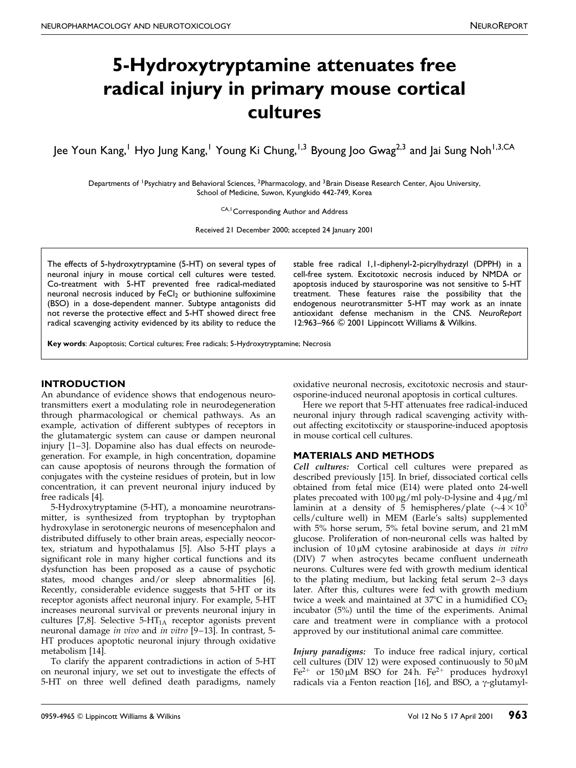# 5-Hydroxytryptamine attenuates free radical injury in primary mouse cortical cultures

Jee Youn Kang,[1] Hyo Jung Kang,[1] Young Ki Chung,[1,3] Byoung Joo Gwag[2,3] and Jai Sung Noh[1,3,CA]

Departments of [1]Psychiatry and Behavioral Sciences, [2]Pharmacology, and [3]Brain Disease Research Center, Ajou University, School of Medicine, Suwon, Kyungkido 442-749, Korea

[CA,1]Corresponding Author and Address

Received 21 December 2000; accepted 24 January 2001

The effects of 5-hydroxytryptamine (5-HT) on several types of neuronal injury in mouse cortical cell cultures were tested. Co-treatment with 5-HT prevented free radical-mediated neuronal necrosis induced by $FeCl_2$ or buthionine sulfoximine (BSO) in a dose-dependent manner. Subtype antagonists did not reverse the protective effect and 5-HT showed direct free radical scavenging activity evidenced by its ability to reduce the stable free radical 1,1-diphenyl-2-picrylhydrazyl (DPPH) in a cell-free system. Excitotoxic necrosis induced by NMDA or apoptosis induced by staurosporine was not sensitive to 5-HT treatment. These features raise the possibility that the endogenous neurotransmitter 5-HT may work as an innate antioxidant defense mechanism in the CNS. *NeuroReport* 12:963–966 © 2001 Lippincott Williams & Wilkins.

**Key words**: Aapoptosis; Cortical cultures; Free radicals; 5-Hydroxytryptamine; Necrosis

## INTRODUCTION

An abundance of evidence shows that endogenous neurotransmitters exert a modulating role in neurodegeneration through pharmacological or chemical pathways. As an example, activation of different subtypes of receptors in the glutamatergic system can cause or dampen neuronal injury [1–3]. Dopamine also has dual effects on neurodegeneration. For example, in high concentration, dopamine can cause apoptosis of neurons through the formation of conjugates with the cysteine residues of protein, but in low concentration, it can prevent neuronal injury induced by free radicals [4].

5-Hydroxytryptamine (5-HT), a monoamine neurotransmitter, is synthesized from tryptophan by tryptophan hydroxylase in serotonergic neurons of mesencephalon and distributed diffusely to other brain areas, especially neocortex, striatum and hypothalamus [5]. Also 5-HT plays a significant role in many higher cortical functions and its dysfunction has been proposed as a cause of psychotic states, mood changes and/or sleep abnormalities [6]. Recently, considerable evidence suggests that 5-HT or its receptor agonists affect neuronal injury. For example, 5-HT increases neuronal survival or prevents neuronal injury in cultures [7,8]. Selective 5-$HT_{1A}$ receptor agonists prevent neuronal damage *in vivo* and *in vitro* [9–13]. In contrast, 5-HT produces apoptotic neuronal injury through oxidative metabolism [14].

To clarify the apparent contradictions in action of 5-HT on neuronal injury, we set out to investigate the effects of 5-HT on three well defined death paradigms, namely oxidative neuronal necrosis, excitotoxic necrosis and staurosporine-induced neuronal apoptosis in cortical cultures.

Here we report that 5-HT attenuates free radical-induced neuronal injury through radical scavenging activity without affecting excitotixcity or stausporine-induced apoptosis in mouse cortical cell cultures.

## MATERIALS AND METHODS

***Cell cultures:*** Cortical cell cultures were prepared as described previously [15]. In brief, dissociated cortical cells obtained from fetal mice (E14) were plated onto 24-well plates precoated with 100 μg/ml poly-D-lysine and 4 μg/ml laminin at a density of 5 hemispheres/plate ($\sim 4 \times 10^5$ cells/culture well) in MEM (Earle's salts) supplemented with 5% horse serum, 5% fetal bovine serum, and 21 mM glucose. Proliferation of non-neuronal cells was halted by inclusion of 10 μM cytosine arabinoside at days *in vitro* (DIV) 7 when astrocytes became confluent underneath neurons. Cultures were fed with growth medium identical to the plating medium, but lacking fetal serum 2–3 days later. After this, cultures were fed with growth medium twice a week and maintained at 37°C in a humidified $CO_2$ incubator (5%) until the time of the experiments. Animal care and treatment were in compliance with a protocol approved by our institutional animal care committee.

***Injury paradigms:*** To induce free radical injury, cortical cell cultures (DIV 12) were exposed continuously to 50 μM $Fe^{2+}$ or 150 μM BSO for 24 h. $Fe^{2+}$ produces hydroxyl radicals via a Fenton reaction [16], and BSO, a γ-glutamyl-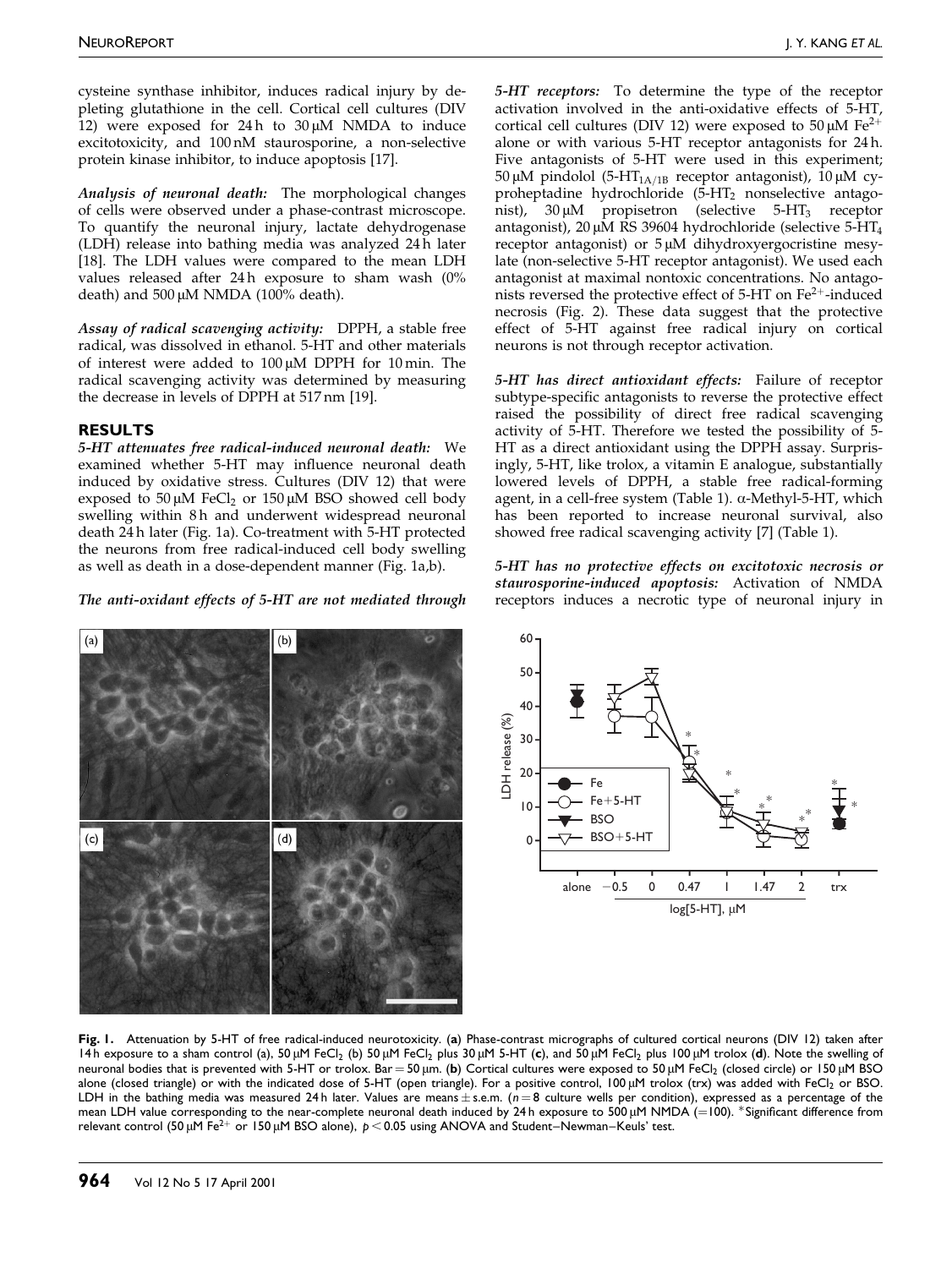cysteine synthase inhibitor, induces radical injury by depleting glutathione in the cell. Cortical cell cultures (DIV 12) were exposed for 24 h to 30 μM NMDA to induce excitotoxicity, and 100 nM staurosporine, a non-selective protein kinase inhibitor, to induce apoptosis [17].

***Analysis of neuronal death:*** The morphological changes of cells were observed under a phase-contrast microscope. To quantify the neuronal injury, lactate dehydrogenase (LDH) release into bathing media was analyzed 24 h later [18]. The LDH values were compared to the mean LDH values released after 24 h exposure to sham wash (0% death) and 500 μM NMDA (100% death).

***Assay of radical scavenging activity:*** DPPH, a stable free radical, was dissolved in ethanol. 5-HT and other materials of interest were added to 100 μM DPPH for 10 min. The radical scavenging activity was determined by measuring the decrease in levels of DPPH at 517 nm [19].

## RESULTS

***5-HT attenuates free radical-induced neuronal death:*** We examined whether 5-HT may influence neuronal death induced by oxidative stress. Cultures (DIV 12) that were exposed to 50 μM $FeCl_2$ or 150 μM BSO showed cell body swelling within 8 h and underwent widespread neuronal death 24 h later (Fig. 1a). Co-treatment with 5-HT protected the neurons from free radical-induced cell body swelling as well as death in a dose-dependent manner (Fig. 1a,b).

***The anti-oxidant effects of 5-HT are not mediated through 5-HT receptors:*** To determine the type of the receptor activation involved in the anti-oxidative effects of 5-HT, cortical cell cultures (DIV 12) were exposed to 50 μM $Fe^{2+}$ alone or with various 5-HT receptor antagonists for 24 h. Five antagonists of 5-HT were used in this experiment; 50 μM pindolol ($5\text{-}HT_{1A/1B}$ receptor antagonist), 10 μM cyproheptadine hydrochloride ($5\text{-}HT_2$ nonselective antagonist), 30 μM propisetron (selective $5\text{-}HT_3$ receptor antagonist), 20 μM RS 39604 hydrochloride (selective $5\text{-}HT_4$ receptor antagonist) or 5 μM dihydroxyergocristine mesylate (non-selective 5-HT receptor antagonist). We used each antagonist at maximal nontoxic concentrations. No antagonists reversed the protective effect of 5-HT on $Fe^{2+}$-induced necrosis (Fig. 2). These data suggest that the protective effect of 5-HT against free radical injury on cortical neurons is not through receptor activation.

***5-HT has direct antioxidant effects:*** Failure of receptor subtype-specific antagonists to reverse the protective effect raised the possibility of direct free radical scavenging activity of 5-HT. Therefore we tested the possibility of 5-HT as a direct antioxidant using the DPPH assay. Surprisingly, 5-HT, like trolox, a vitamin E analogue, substantially lowered levels of DPPH, a stable free radical-forming agent, in a cell-free system (Table 1). α-Methyl-5-HT, which has been reported to increase neuronal survival, also showed free radical scavenging activity [7] (Table 1).

***5-HT has no protective effects on excitotoxic necrosis or staurosporine-induced apoptosis:*** Activation of NMDA receptors induces a necrotic type of neuronal injury in

**Fig. 1.** Attenuation by 5-HT of free radical-induced neurotoxicity. (**a**) Phase-contrast micrographs of cultured cortical neurons (DIV 12) taken after 14 h exposure to a sham control (a), 50 μM $FeCl_2$ (b) 50 μM $FeCl_2$ plus 30 μM 5-HT (**c**), and 50 μM $FeCl_2$ plus 100 μM trolox (**d**). Note the swelling of neuronal bodies that is prevented with 5-HT or trolox. Bar = 50 μm. (**b**) Cortical cultures were exposed to 50 μM $FeCl_2$ (closed circle) or 150 μM BSO alone (closed triangle) or with the indicated dose of 5-HT (open triangle). For a positive control, 100 μM trolox (trx) was added with $FeCl_2$ or BSO. LDH in the bathing media was measured 24 h later. Values are means ± s.e.m. ($n = 8$ culture wells per condition), expressed as a percentage of the mean LDH value corresponding to the near-complete neuronal death induced by 24 h exposure to 500 μM NMDA (=100). *Significant difference from relevant control (50 μM $Fe^{2+}$ or 150 μM BSO alone), $p < 0.05$ using ANOVA and Student–Newman–Keuls' test.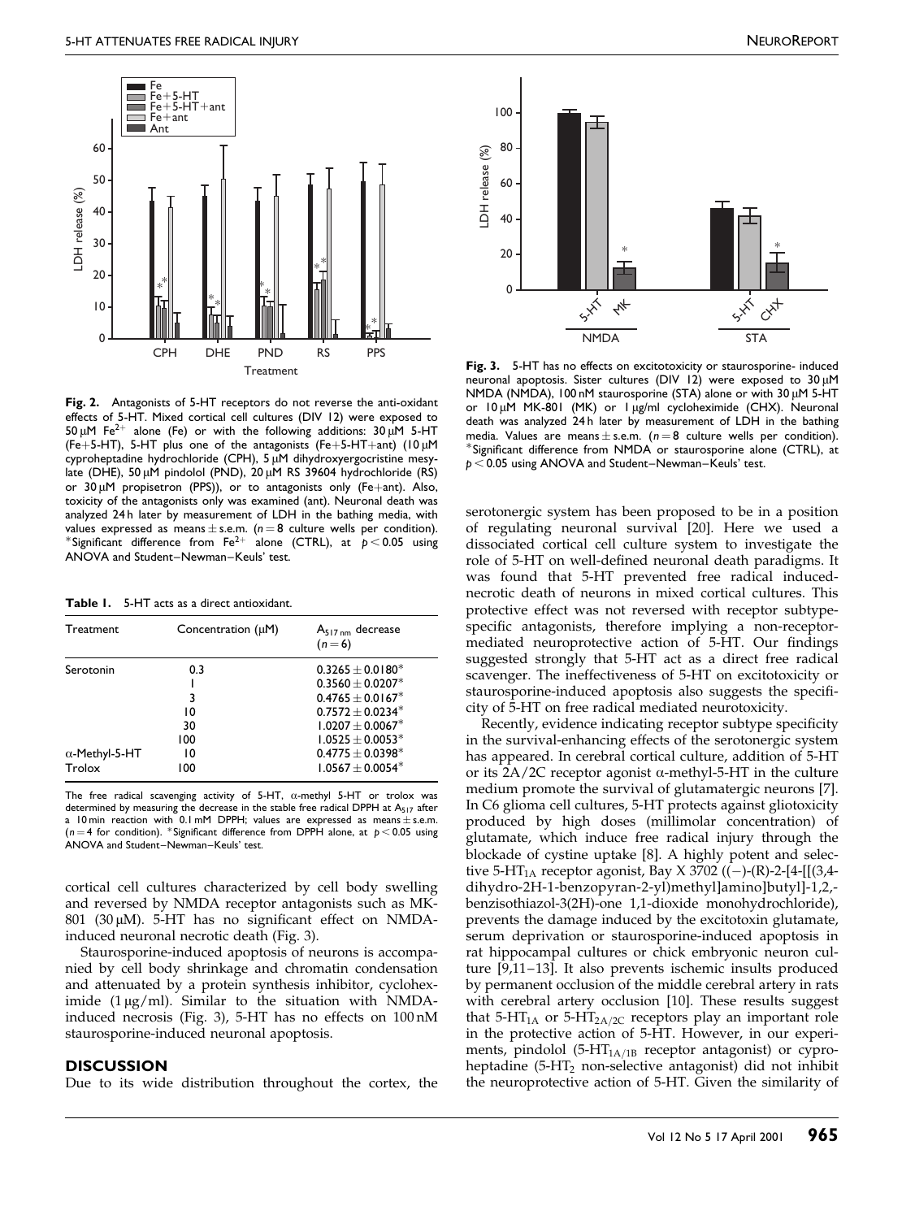**Fig. 2.** Antagonists of 5-HT receptors do not reverse the anti-oxidant effects of 5-HT. Mixed cortical cell cultures (DIV 12) were exposed to 50 μM $Fe^{2+}$ alone (Fe) or with the following additions: 30 μM 5-HT (Fe+5-HT), 5-HT plus one of the antagonists (Fe+5-HT+ant) (10 μM cyproheptadine hydrochloride (CPH), 5 μM dihydroxyergocristine mesylate (DHE), 50 μM pindolol (PND), 20 μM RS 39604 hydrochloride (RS) or 30 μM propisetron (PPS)), or to antagonists only (Fe+ant). Also, toxicity of the antagonists only was examined (ant). Neuronal death was analyzed 24 h later by measurement of LDH in the bathing media, with values expressed as means ± s.e.m. ($n = 8$ culture wells per condition). *Significant difference from $Fe^{2+}$ alone (CTRL), at $p < 0.05$ using ANOVA and Student–Newman–Keuls' test.

**Table 1.** 5-HT acts as a direct antioxidant.

| Treatment | Concentration (μM) | $A_{517\,nm}$ decrease ($n = 6$) |
|---|---|---|
| Serotonin | 0.3 | 0.3265 ± 0.0180* |
| | 1 | 0.3560 ± 0.0207* |
| | 3 | 0.4765 ± 0.0167* |
| | 10 | 0.7572 ± 0.0234* |
| | 30 | 1.0207 ± 0.0067* |
| | 100 | 1.0525 ± 0.0053* |
| α-Methyl-5-HT | 10 | 0.4775 ± 0.0398* |
| Trolox | 100 | 1.0567 ± 0.0054* |

The free radical scavenging activity of 5-HT, α-methyl 5-HT or trolox was determined by measuring the decrease in the stable free radical DPPH at $A_{517}$ after a 10 min reaction with 0.1 mM DPPH; values are expressed as means ± s.e.m. ($n = 4$ for condition). *Significant difference from DPPH alone, at $p < 0.05$ using ANOVA and Student–Newman–Keuls' test.

cortical cell cultures characterized by cell body swelling and reversed by NMDA receptor antagonists such as MK-801 (30 μM). 5-HT has no significant effect on NMDA-induced neuronal necrotic death (Fig. 3).

Staurosporine-induced apoptosis of neurons is accompanied by cell body shrinkage and chromatin condensation and attenuated by a protein synthesis inhibitor, cycloheximide (1 μg/ml). Similar to the situation with NMDA-induced necrosis (Fig. 3), 5-HT has no effects on 100 nM staurosporine-induced neuronal apoptosis.

**Fig. 3.** 5-HT has no effects on excitotoxicity or staurosporine- induced neuronal apoptosis. Sister cultures (DIV 12) were exposed to 30 μM NMDA (NMDA), 100 nM staurosporine (STA) alone or with 30 μM 5-HT or 10 μM MK-801 (MK) or 1 μg/ml cycloheximide (CHX). Neuronal death was analyzed 24 h later by measurement of LDH in the bathing media. Values are means ± s.e.m. ($n = 8$ culture wells per condition). *Significant difference from NMDA or staurosporine alone (CTRL), at $p < 0.05$ using ANOVA and Student–Newman–Keuls' test.

## DISCUSSION

Due to its wide distribution throughout the cortex, the serotonergic system has been proposed to be in a position of regulating neuronal survival [20]. Here we used a dissociated cortical cell culture system to investigate the role of 5-HT on well-defined neuronal death paradigms. It was found that 5-HT prevented free radical induced-necrotic death of neurons in mixed cortical cultures. This protective effect was not reversed with receptor subtype-specific antagonists, therefore implying a non-receptor-mediated neuroprotective action of 5-HT. Our findings suggested strongly that 5-HT act as a direct free radical scavenger. The ineffectiveness of 5-HT on excitotoxicity or staurosporine-induced apoptosis also suggests the specificity of 5-HT on free radical mediated neurotoxicity.

Recently, evidence indicating receptor subtype specificity in the survival-enhancing effects of the serotonergic system has appeared. In cerebral cortical culture, addition of 5-HT or its 2A/2C receptor agonist α-methyl-5-HT in the culture medium promote the survival of glutamatergic neurons [7]. In C6 glioma cell cultures, 5-HT protects against gliotoxicity produced by high doses (millimolar concentration) of glutamate, which induce free radical injury through the blockade of cystine uptake [8]. A highly potent and selective $5\text{-}HT_{1A}$ receptor agonist, Bay X 3702 ((−)-(R)-2-[4-[[(3,4-dihydro-2H-1-benzopyran-2-yl)methyl]amino]butyl]-1,2,-benzisothiazol-3(2H)-one 1,1-dioxide monohydrochloride), prevents the damage induced by the excitotoxin glutamate, serum deprivation or staurosporine-induced apoptosis in rat hippocampal cultures or chick embryonic neuron culture [9,11–13]. It also prevents ischemic insults produced by permanent occlusion of the middle cerebral artery in rats with cerebral artery occlusion [10]. These results suggest that $5\text{-}HT_{1A}$ or $5\text{-}HT_{2A/2C}$ receptors play an important role in the protective action of 5-HT. However, in our experiments, pindolol ($5\text{-}HT_{1A/1B}$ receptor antagonist) or cyproheptadine ($5\text{-}HT_2$ non-selective antagonist) did not inhibit the neuroprotective action of 5-HT. Given the similarity of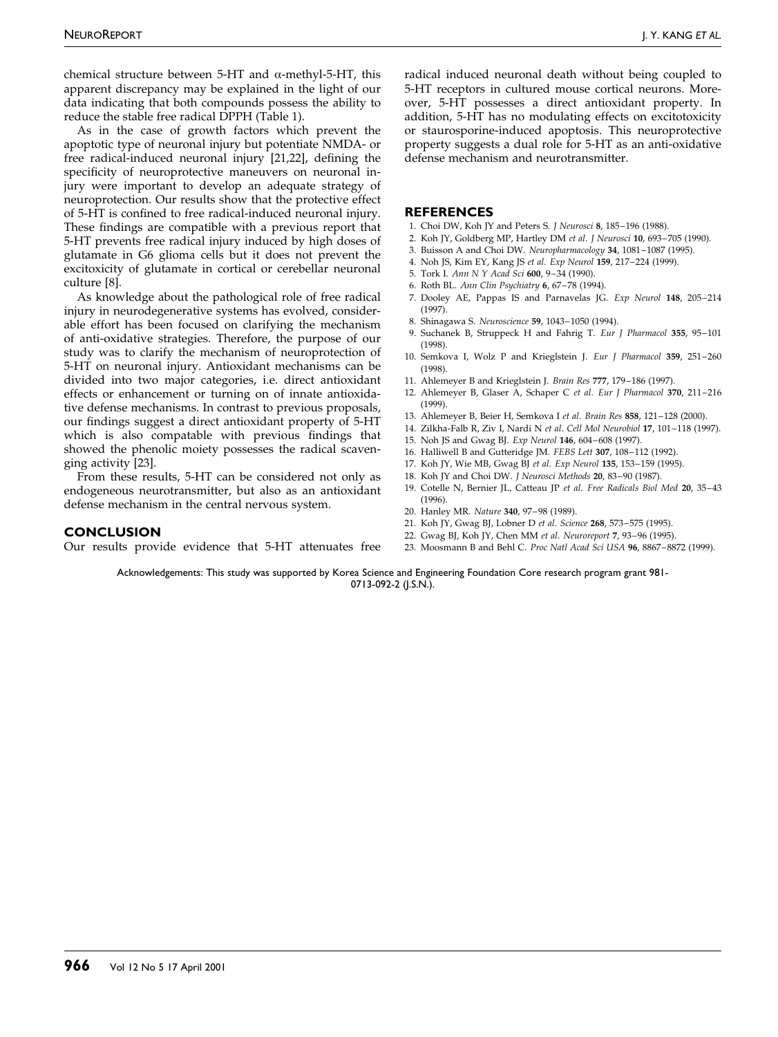chemical structure between 5-HT and α-methyl-5-HT, this apparent discrepancy may be explained in the light of our data indicating that both compounds possess the ability to reduce the stable free radical DPPH (Table 1).

As in the case of growth factors which prevent the apoptotic type of neuronal injury but potentiate NMDA- or free radical-induced neuronal injury [21,22], defining the specificity of neuroprotective maneuvers on neuronal injury were important to develop an adequate strategy of neuroprotection. Our results show that the protective effect of 5-HT is confined to free radical-induced neuronal injury. These findings are compatible with a previous report that 5-HT prevents free radical injury induced by high doses of glutamate in G6 glioma cells but it does not prevent the excitoxicity of glutamate in cortical or cerebellar neuronal culture [8].

As knowledge about the pathological role of free radical injury in neurodegenerative systems has evolved, considerable effort has been focused on clarifying the mechanism of anti-oxidative strategies. Therefore, the purpose of our study was to clarify the mechanism of neuroprotection of 5-HT on neuronal injury. Antioxidant mechanisms can be divided into two major categories, i.e. direct antioxidant effects or enhancement or turning on of innate antioxidative defense mechanisms. In contrast to previous proposals, our findings suggest a direct antioxidant property of 5-HT which is also compatable with previous findings that showed the phenolic moiety possesses the radical scavenging activity [23].

From these results, 5-HT can be considered not only as endogeneous neurotransmitter, but also as an antioxidant defense mechanism in the central nervous system.

## CONCLUSION

Our results provide evidence that 5-HT attenuates free radical induced neuronal death without being coupled to 5-HT receptors in cultured mouse cortical neurons. Moreover, 5-HT possesses a direct antioxidant property. In addition, 5-HT has no modulating effects on excitotoxicity or staurosporine-induced apoptosis. This neuroprotective property suggests a dual role for 5-HT as an anti-oxidative defense mechanism and neurotransmitter.

## REFERENCES

1. Choi DW, Koh JY and Peters S. *J Neurosci* **8**, 185–196 (1988).
2. Koh JY, Goldberg MP, Hartley DM *et al*. *J Neurosci* **10**, 693–705 (1990).
3. Buisson A and Choi DW. *Neuropharmacology* **34**, 1081–1087 (1995).
4. Noh JS, Kim EY, Kang JS *et al*. *Exp Neurol* **159**, 217–224 (1999).
5. Tork I. *Ann N Y Acad Sci* **600**, 9–34 (1990).
6. Roth BL. *Ann Clin Psychiatry* **6**, 67–78 (1994).
7. Dooley AE, Pappas IS and Parnavelas JG. *Exp Neurol* **148**, 205–214 (1997).
8. Shinagawa S. *Neuroscience* **59**, 1043–1050 (1994).
9. Suchanek B, Struppeck H and Fahrig T. *Eur J Pharmacol* **355**, 95–101 (1998).
10. Semkova I, Wolz P and Krieglstein J. *Eur J Pharmacol* **359**, 251–260 (1998).
11. Ahlemeyer B and Krieglstein J. *Brain Res* **777**, 179–186 (1997).
12. Ahlemeyer B, Glaser A, Schaper C *et al*. *Eur J Pharmacol* **370**, 211–216 (1999).
13. Ahlemeyer B, Beier H, Semkova I *et al*. *Brain Res* **858**, 121–128 (2000).
14. Zilkha-Falb R, Ziv I, Nardi N *et al*. *Cell Mol Neurobiol* **17**, 101–118 (1997).
15. Noh JS and Gwag BJ. *Exp Neurol* **146**, 604–608 (1997).
16. Halliwell B and Gutteridge JM. *FEBS Lett* **307**, 108–112 (1992).
17. Koh JY, Wie MB, Gwag BJ *et al*. *Exp Neurol* **135**, 153–159 (1995).
18. Koh JY and Choi DW. *J Neurosci Methods* **20**, 83–90 (1987).
19. Cotelle N, Bernier JL, Catteau JP *et al*. *Free Radicals Biol Med* **20**, 35–43 (1996).
20. Hanley MR. *Nature* **340**, 97–98 (1989).
21. Koh JY, Gwag BJ, Lobner D *et al*. *Science* **268**, 573–575 (1995).
22. Gwag BJ, Koh JY, Chen MM *et al*. *Neuroreport* **7**, 93–96 (1995).
23. Moosmann B and Behl C. *Proc Natl Acad Sci USA* **96**, 8867–8872 (1999).

Acknowledgements: This study was supported by Korea Science and Engineering Foundation Core research program grant 981-0713-092-2 (J.S.N.).